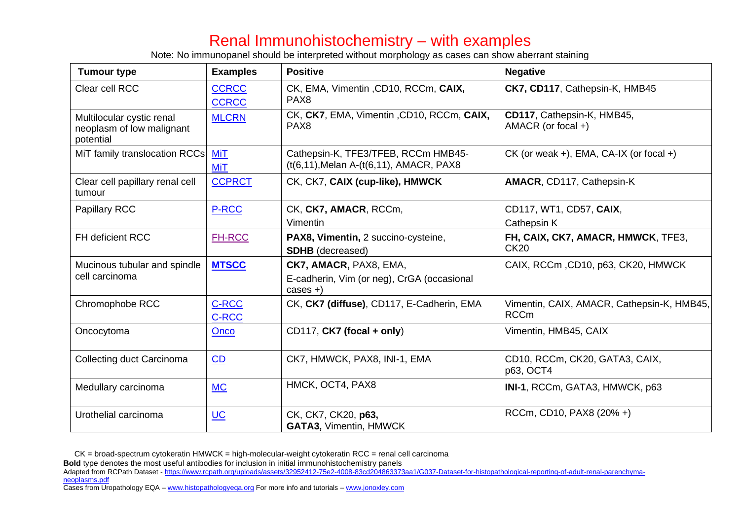# Renal Immunohistochemistry – with examples

Note: No immunopanel should be interpreted without morphology as cases can show aberrant staining

| Tumour type | Examples | Positive | Negative |
| --- | --- | --- | --- |
| Clear cell RCC | CCRCC CCRCC | CK, EMA, Vimentin ,CD10, RCCm, **CAIX,** PAX8 | **CK7, CD117**, Cathepsin-K, HMB45 |
| Multilocular cystic renal neoplasm of low malignant potential | MLCRN | CK, **CK7**, EMA, Vimentin ,CD10, RCCm, **CAIX,** PAX8 | **CD117**, Cathepsin-K, HMB45, AMACR (or focal +) |
| MiT family translocation RCCs | MiT MiT | Cathepsin-K, TFE3/TFEB, RCCm HMB45-(t(6,11),Melan A-(t(6,11), AMACR, PAX8 | CK (or weak +), EMA, CA-IX (or focal +) |
| Clear cell papillary renal cell tumour | CCPRCT | CK, CK7, **CAIX (cup-like), HMWCK** | **AMACR**, CD117, Cathepsin-K |
| Papillary RCC | P-RCC | CK, **CK7, AMACR**, RCCm, Vimentin | CD117, WT1, CD57, **CAIX**, Cathepsin K |
| FH deficient RCC | FH-RCC | **PAX8, Vimentin,** 2 succino-cysteine, **SDHB** (decreased) | **FH, CAIX, CK7, AMACR, HMWCK**, TFE3, CK20 |
| Mucinous tubular and spindle cell carcinoma | **MTSCC** | **CK7, AMACR,** PAX8, EMA, E-cadherin, Vim (or neg), CrGA (occasional cases +) | CAIX, RCCm ,CD10, p63, CK20, HMWCK |
| Chromophobe RCC | C-RCC C-RCC | CK, **CK7 (diffuse)**, CD117, E-Cadherin, EMA | Vimentin, CAIX, AMACR, Cathepsin-K, HMB45, RCCm |
| Oncocytoma | Onco | CD117, **CK7 (focal + only**) | Vimentin, HMB45, CAIX |
| Collecting duct Carcinoma | CD | CK7, HMWCK, PAX8, INI-1, EMA | CD10, RCCm, CK20, GATA3, CAIX, p63, OCT4 |
| Medullary carcinoma | MC | HMCK, OCT4, PAX8 | **INI-1**, RCCm, GATA3, HMWCK, p63 |
| Urothelial carcinoma | UC | CK, CK7, CK20, **p63, GATA3,** Vimentin, HMWCK | RCCm, CD10, PAX8 (20% +) |

CK = broad-spectrum cytokeratin HMWCK = high-molecular-weight cytokeratin RCC = renal cell carcinoma

**Bold** type denotes the most useful antibodies for inclusion in initial immunohistochemistry panels

Adapted from RCPath Dataset - https://www.rcpath.org/uploads/assets/32952412-75e2-4008-83cd204863373aa1/G037-Dataset-for-histopathological-reporting-of-adult-renal-parenchyma-neoplasms.pdf

Cases from Uropathology EQA – www.histopathologyeqa.org For more info and tutorials – www.jonoxley.com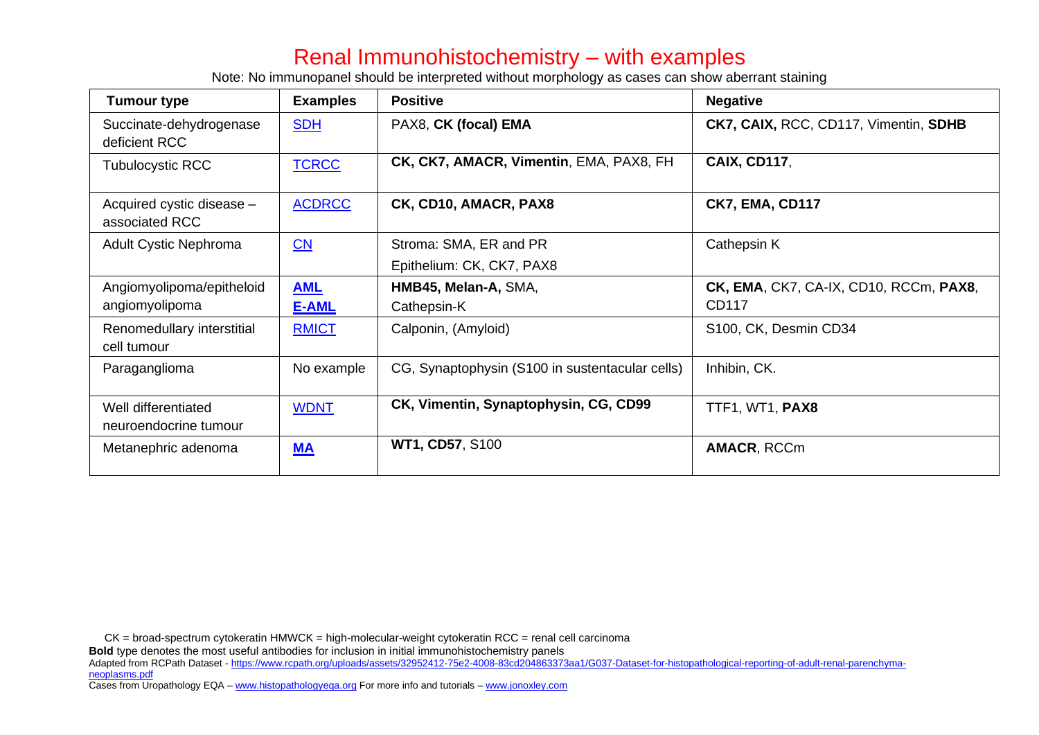# Renal Immunohistochemistry – with examples

Note: No immunopanel should be interpreted without morphology as cases can show aberrant staining

| Tumour type | Examples | Positive | Negative |
|---|---|---|---|
| Succinate-dehydrogenase deficient RCC | SDH | PAX8, **CK (focal) EMA** | **CK7, CAIX,** RCC, CD117, Vimentin, **SDHB** |
| Tubulocystic RCC | TCRCC | **CK, CK7, AMACR, Vimentin**, EMA, PAX8, FH | **CAIX, CD117**, |
| Acquired cystic disease – associated RCC | ACDRCC | **CK, CD10, AMACR, PAX8** | **CK7, EMA, CD117** |
| Adult Cystic Nephroma | CN | Stroma: SMA, ER and PR<br>Epithelium: CK, CK7, PAX8 | Cathepsin K |
| Angiomyolipoma/epitheloid angiomyolipoma | **AML**<br>**E-AML** | **HMB45, Melan-A,** SMA, Cathepsin-K | **CK, EMA**, CK7, CA-IX, CD10, RCCm, **PAX8**, CD117 |
| Renomedullary interstitial cell tumour | RMICT | Calponin, (Amyloid) | S100, CK, Desmin CD34 |
| Paraganglioma | No example | CG, Synaptophysin (S100 in sustentacular cells) | Inhibin, CK. |
| Well differentiated neuroendocrine tumour | WDNT | **CK, Vimentin, Synaptophysin, CG, CD99** | TTF1, WT1, **PAX8** |
| Metanephric adenoma | **MA** | **WT1, CD57**, S100 | **AMACR**, RCCm |

CK = broad-spectrum cytokeratin HMWCK = high-molecular-weight cytokeratin RCC = renal cell carcinoma

**Bold** type denotes the most useful antibodies for inclusion in initial immunohistochemistry panels

Adapted from RCPath Dataset - https://www.rcpath.org/uploads/assets/32952412-75e2-4008-83cd204863373aa1/G037-Dataset-for-histopathological-reporting-of-adult-renal-parenchyma-neoplasms.pdf

Cases from Uropathology EQA – www.histopathologyeqa.org For more info and tutorials – www.jonoxley.com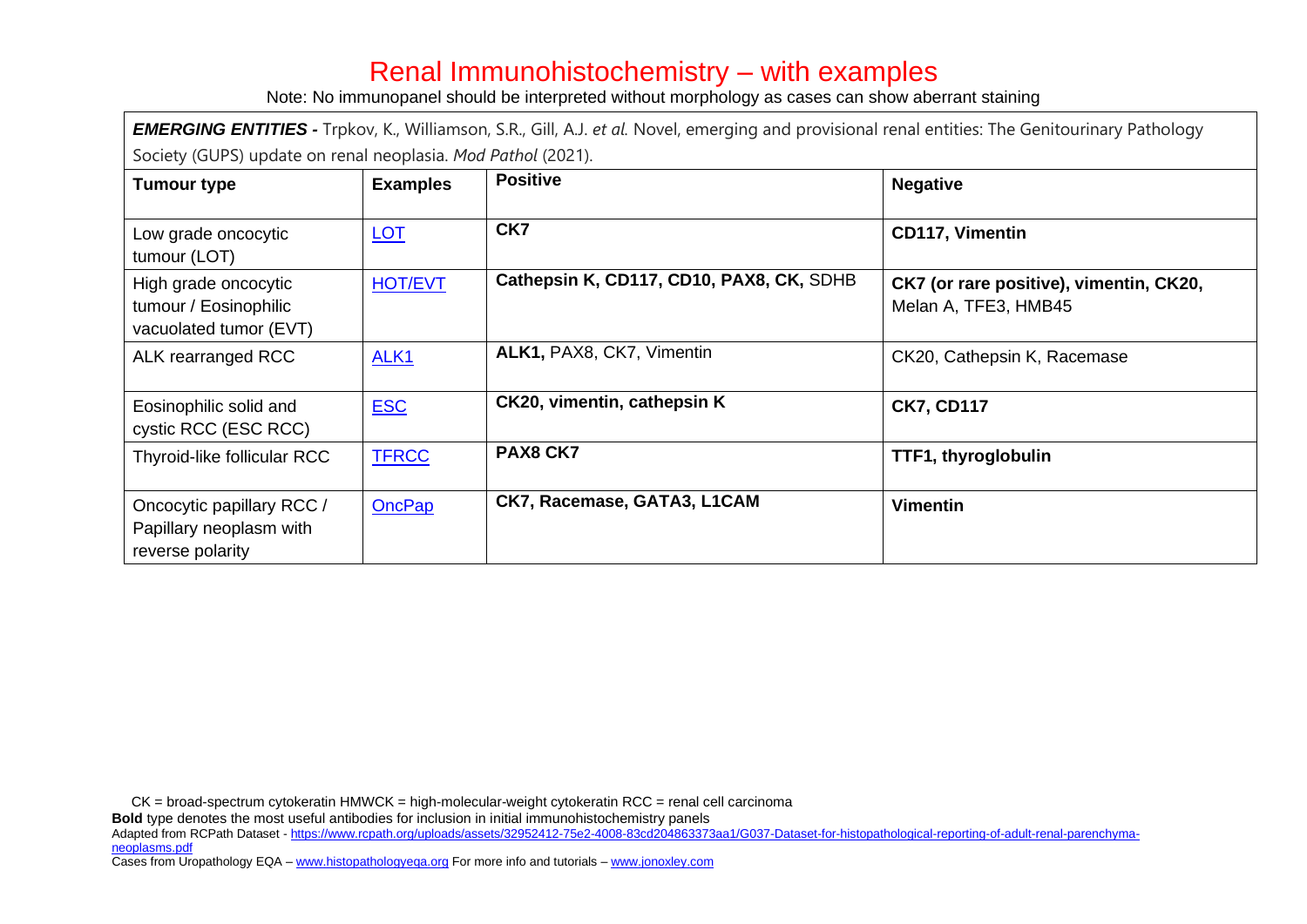# Renal Immunohistochemistry – with examples

Note: No immunopanel should be interpreted without morphology as cases can show aberrant staining

***EMERGING ENTITIES -*** Trpkov, K., Williamson, S.R., Gill, A.J. *et al.* Novel, emerging and provisional renal entities: The Genitourinary Pathology Society (GUPS) update on renal neoplasia. *Mod Pathol* (2021).

| **Tumour type** | **Examples** | **Positive** | **Negative** |
|---|---|---|---|
| Low grade oncocytic tumour (LOT) | LOT | **CK7** | **CD117, Vimentin** |
| High grade oncocytic tumour / Eosinophilic vacuolated tumor (EVT) | HOT/EVT | **Cathepsin K, CD117, CD10, PAX8, CK,** SDHB | **CK7 (or rare positive), vimentin, CK20,** Melan A, TFE3, HMB45 |
| ALK rearranged RCC | ALK1 | **ALK1,** PAX8, CK7, Vimentin | CK20, Cathepsin K, Racemase |
| Eosinophilic solid and cystic RCC (ESC RCC) | ESC | **CK20, vimentin, cathepsin K** | **CK7, CD117** |
| Thyroid-like follicular RCC | TFRCC | **PAX8 CK7** | **TTF1, thyroglobulin** |
| Oncocytic papillary RCC / Papillary neoplasm with reverse polarity | OncPap | **CK7, Racemase, GATA3, L1CAM** | **Vimentin** |

CK = broad-spectrum cytokeratin HMWCK = high-molecular-weight cytokeratin RCC = renal cell carcinoma

**Bold** type denotes the most useful antibodies for inclusion in initial immunohistochemistry panels

Adapted from RCPath Dataset - https://www.rcpath.org/uploads/assets/32952412-75e2-4008-83cd204863373aa1/G037-Dataset-for-histopathological-reporting-of-adult-renal-parenchyma-neoplasms.pdf

Cases from Uropathology EQA – www.histopathologyeqa.org For more info and tutorials – www.jonoxley.com